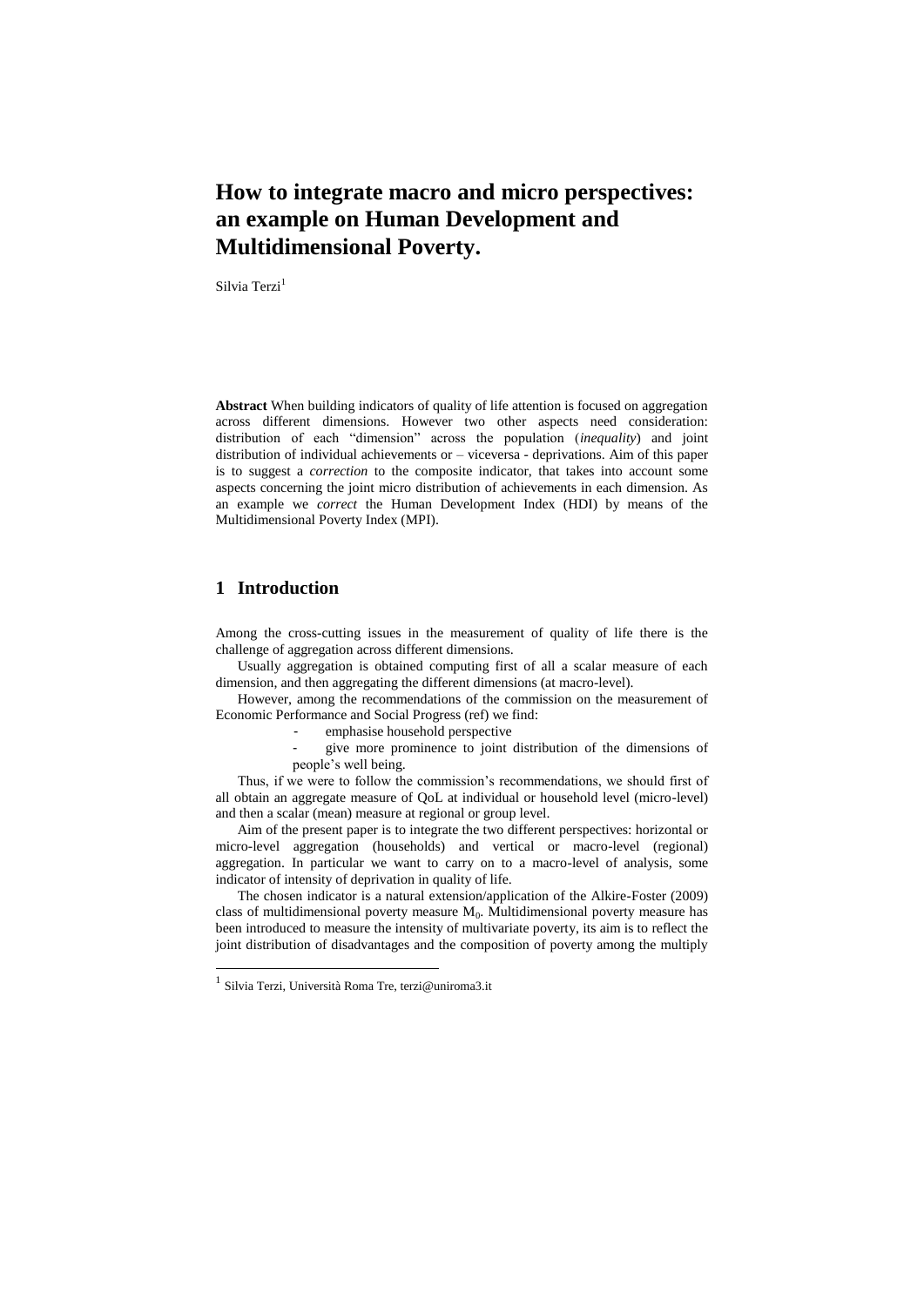# How to integrate macro and micro perspectives: an example on Human Development and Multidimensional Poverty.

Silvia Terzi[1]

**Abstract** When building indicators of quality of life attention is focused on aggregation across different dimensions. However two other aspects need consideration: distribution of each "dimension" across the population (*inequality*) and joint distribution of individual achievements or – viceversa - deprivations. Aim of this paper is to suggest a *correction* to the composite indicator, that takes into account some aspects concerning the joint micro distribution of achievements in each dimension. As an example we *correct* the Human Development Index (HDI) by means of the Multidimensional Poverty Index (MPI).

## 1 Introduction

Among the cross-cutting issues in the measurement of quality of life there is the challenge of aggregation across different dimensions.

Usually aggregation is obtained computing first of all a scalar measure of each dimension, and then aggregating the different dimensions (at macro-level).

However, among the recommendations of the commission on the measurement of Economic Performance and Social Progress (ref) we find:

- emphasise household perspective
- give more prominence to joint distribution of the dimensions of people's well being.

Thus, if we were to follow the commission's recommendations, we should first of all obtain an aggregate measure of QoL at individual or household level (micro-level) and then a scalar (mean) measure at regional or group level.

Aim of the present paper is to integrate the two different perspectives: horizontal or micro-level aggregation (households) and vertical or macro-level (regional) aggregation. In particular we want to carry on to a macro-level of analysis, some indicator of intensity of deprivation in quality of life.

The chosen indicator is a natural extension/application of the Alkire-Foster (2009) class of multidimensional poverty measure $M_0$. Multidimensional poverty measure has been introduced to measure the intensity of multivariate poverty, its aim is to reflect the joint distribution of disadvantages and the composition of poverty among the multiply

[1] Silvia Terzi, Università Roma Tre, terzi@uniroma3.it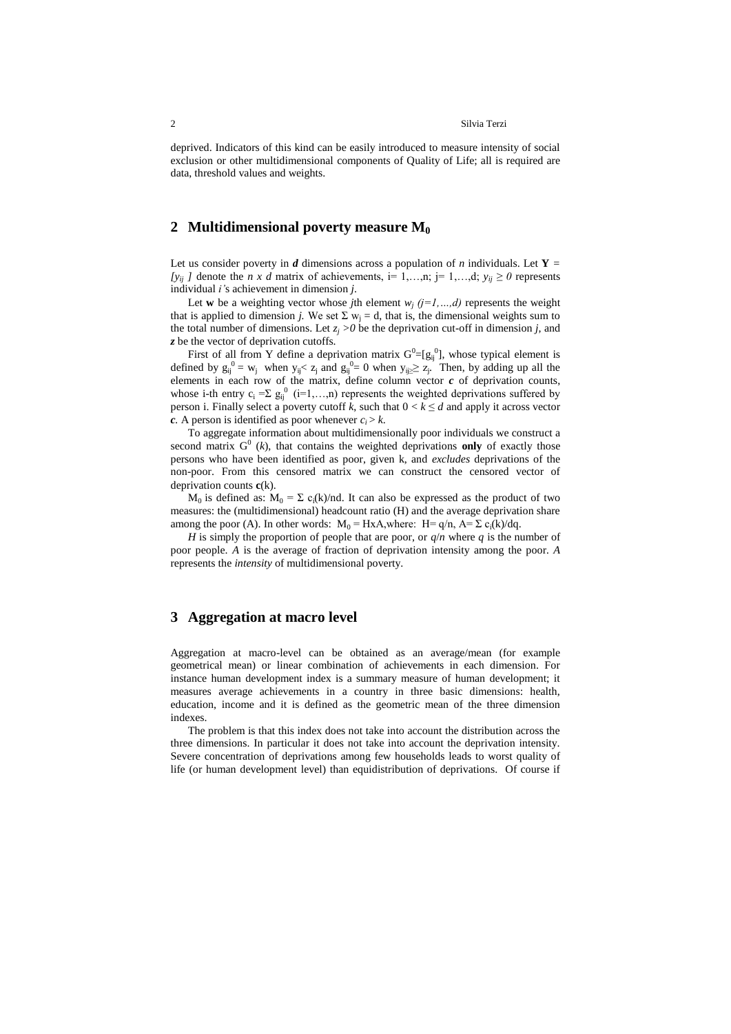deprived. Indicators of this kind can be easily introduced to measure intensity of social exclusion or other multidimensional components of Quality of Life; all is required are data, threshold values and weights.

## 2 Multidimensional poverty measure $M_0$

Let us consider poverty in $\boldsymbol{d}$ dimensions across a population of *n* individuals. Let $\mathbf{Y} = [y_{ij}]$ denote the *n x d* matrix of achievements, i= 1,…,n; j= 1,…,d; $y_{ij} \geq 0$ represents individual *i'*s achievement in dimension *j*.

Let **w** be a weighting vector whose *j*th element $w_j$ $(j=1,\ldots,d)$ represents the weight that is applied to dimension *j.* We set $\Sigma\, w_j = d$, that is, the dimensional weights sum to the total number of dimensions. Let $z_j > 0$ be the deprivation cut-off in dimension *j*, and $\boldsymbol{z}$ be the vector of deprivation cutoffs.

First of all from Y define a deprivation matrix $G^0=[g_{ij}^{\,0}]$, whose typical element is defined by $g_{ij}^{\,0} = w_j$ when $y_{ij} < z_j$ and $g_{ij}^{\,0} = 0$ when $y_{ij} \geq z_j$. Then, by adding up all the elements in each row of the matrix, define column vector $\boldsymbol{c}$ of deprivation counts, whose i-th entry $c_i = \Sigma\, g_{ij}^{\,0}$ (i=1,…,n) represents the weighted deprivations suffered by person i. Finally select a poverty cutoff *k*, such that $0 < k \leq d$ and apply it across vector $\boldsymbol{c}$. A person is identified as poor whenever $c_i > k$.

To aggregate information about multidimensionally poor individuals we construct a second matrix $G^0$ (*k*), that contains the weighted deprivations **only** of exactly those persons who have been identified as poor, given k, and *excludes* deprivations of the non-poor. From this censored matrix we can construct the censored vector of deprivation counts **c**(k).

$M_0$ is defined as: $M_0 = \Sigma\, c_i(k)/nd$. It can also be expressed as the product of two measures: the (multidimensional) headcount ratio (H) and the average deprivation share among the poor (A). In other words: $M_0 = H x A$, where: $H= q/n$, $A= \Sigma\, c_i(k)/dq$.

*H* is simply the proportion of people that are poor, or *q*/*n* where *q* is the number of poor people. *A* is the average of fraction of deprivation intensity among the poor. *A* represents the *intensity* of multidimensional poverty.

## 3 Aggregation at macro level

Aggregation at macro-level can be obtained as an average/mean (for example geometrical mean) or linear combination of achievements in each dimension. For instance human development index is a summary measure of human development; it measures average achievements in a country in three basic dimensions: health, education, income and it is defined as the geometric mean of the three dimension indexes.

The problem is that this index does not take into account the distribution across the three dimensions. In particular it does not take into account the deprivation intensity. Severe concentration of deprivations among few households leads to worst quality of life (or human development level) than equidistribution of deprivations. Of course if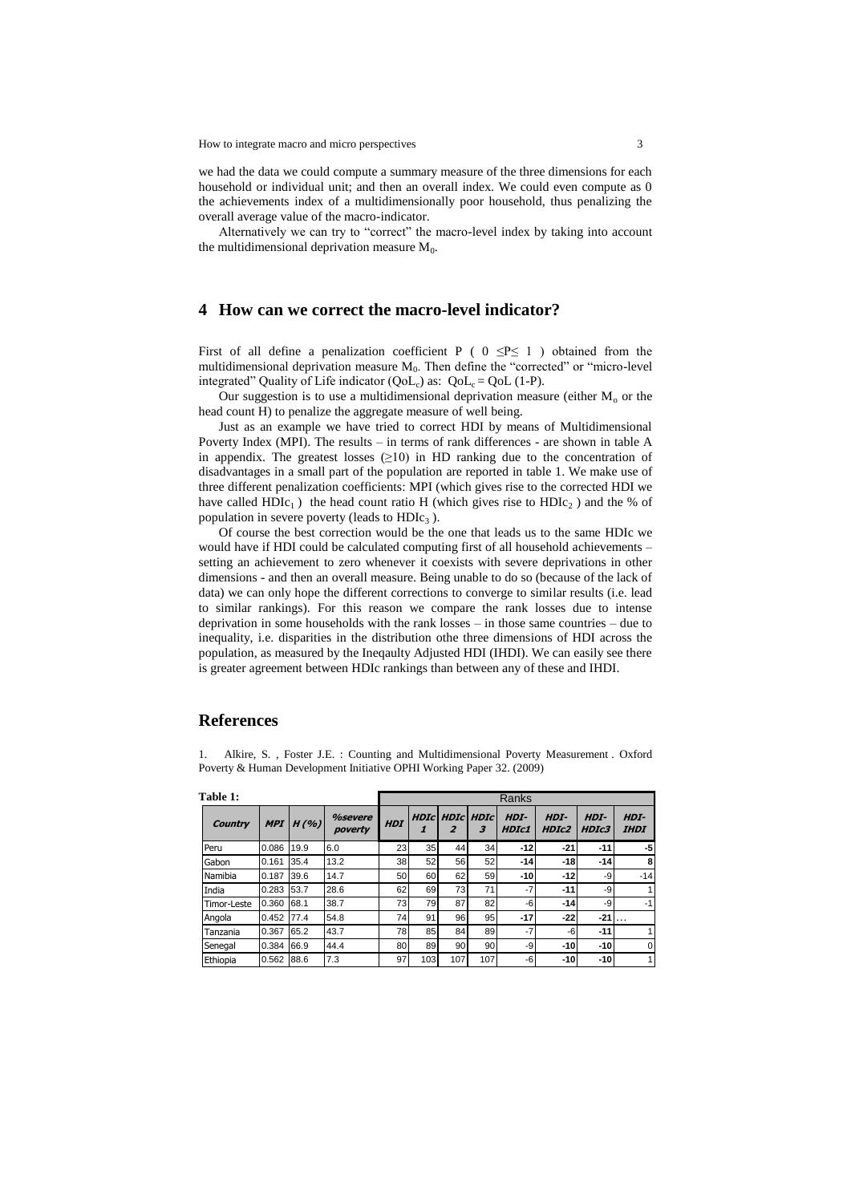we had the data we could compute a summary measure of the three dimensions for each household or individual unit; and then an overall index. We could even compute as 0 the achievements index of a multidimensionally poor household, thus penalizing the overall average value of the macro-indicator.

Alternatively we can try to "correct" the macro-level index by taking into account the multidimensional deprivation measure $M_0$.

## 4 How can we correct the macro-level indicator?

First of all define a penalization coefficient P ( $0 \leq P \leq 1$ ) obtained from the multidimensional deprivation measure $M_0$. Then define the "corrected" or "micro-level integrated" Quality of Life indicator ($QoL_c$) as: $QoL_c = QoL\,(1\text{-}P)$.

Our suggestion is to use a multidimensional deprivation measure (either $M_o$ or the head count H) to penalize the aggregate measure of well being.

Just as an example we have tried to correct HDI by means of Multidimensional Poverty Index (MPI). The results – in terms of rank differences - are shown in table A in appendix. The greatest losses ($\geq$10) in HD ranking due to the concentration of disadvantages in a small part of the population are reported in table 1. We make use of three different penalization coefficients: MPI (which gives rise to the corrected HDI we have called $HDIc_1$ ) the head count ratio H (which gives rise to $HDIc_2$ ) and the % of population in severe poverty (leads to $HDIc_3$ ).

Of course the best correction would be the one that leads us to the same HDIc we would have if HDI could be calculated computing first of all household achievements – setting an achievement to zero whenever it coexists with severe deprivations in other dimensions - and then an overall measure. Being unable to do so (because of the lack of data) we can only hope the different corrections to converge to similar results (i.e. lead to similar rankings). For this reason we compare the rank losses due to intense deprivation in some households with the rank losses – in those same countries – due to inequality, i.e. disparities in the distribution othe three dimensions of HDI across the population, as measured by the Ineqaulty Adjusted HDI (IHDI). We can easily see there is greater agreement between HDIc rankings than between any of these and IHDI.

## References

1. Alkire, S. , Foster J.E. : Counting and Multidimensional Poverty Measurement . Oxford Poverty & Human Development Initiative OPHI Working Paper 32. (2009)

**Table 1:**

| | | | | Ranks | | | | | | | |
|---|---|---|---|---|---|---|---|---|---|---|---|
| ***Country*** | ***MPI*** | ***H (%)*** | ***%severe poverty*** | ***HDI*** | ***HDIc 1*** | ***HDIc 2*** | ***HDIc 3*** | ***HDI-HDIc1*** | ***HDI-HDIc2*** | ***HDI-HDIc3*** | ***HDI-IHDI*** |
| Peru | 0.086 | 19.9 | 6.0 | 23 | 35 | 44 | 34 | **-12** | **-21** | **-11** | **-5** |
| Gabon | 0.161 | 35.4 | 13.2 | 38 | 52 | 56 | 52 | **-14** | **-18** | **-14** | **8** |
| Namibia | 0.187 | 39.6 | 14.7 | 50 | 60 | 62 | 59 | **-10** | **-12** | -9 | -14 |
| India | 0.283 | 53.7 | 28.6 | 62 | 69 | 73 | 71 | -7 | **-11** | -9 | 1 |
| Timor-Leste | 0.360 | 68.1 | 38.7 | 73 | 79 | 87 | 82 | -6 | **-14** | -9 | -1 |
| Angola | 0.452 | 77.4 | 54.8 | 74 | 91 | 96 | 95 | **-17** | **-22** | **-21** | ... |
| Tanzania | 0.367 | 65.2 | 43.7 | 78 | 85 | 84 | 89 | -7 | -6 | **-11** | 1 |
| Senegal | 0.384 | 66.9 | 44.4 | 80 | 89 | 90 | 90 | -9 | **-10** | **-10** | 0 |
| Ethiopia | 0.562 | 88.6 | 7.3 | 97 | 103 | 107 | 107 | -6 | **-10** | **-10** | 1 |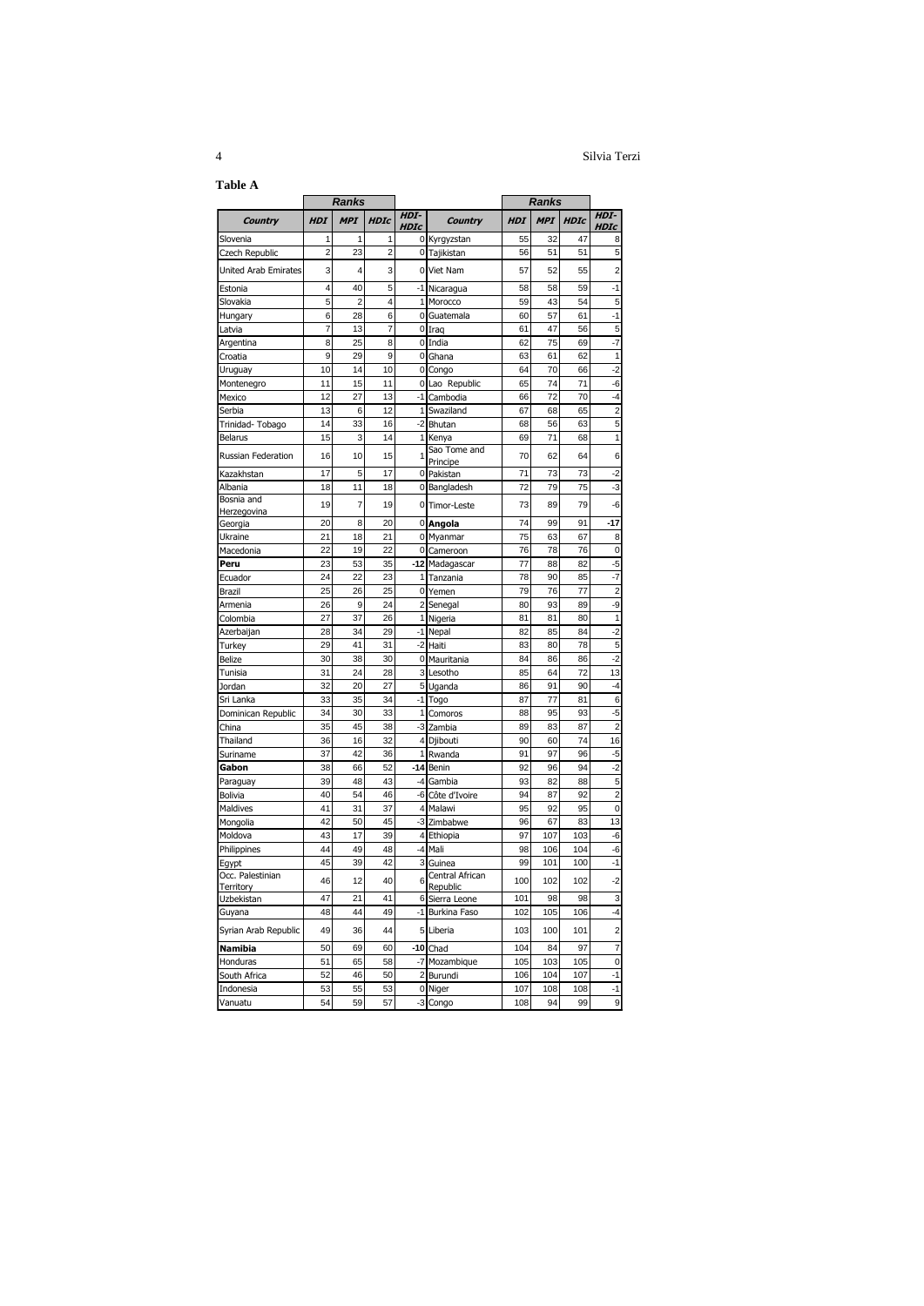**Table A**

| | Ranks | | | | | Ranks | | | |
|---|---|---|---|---|---|---|---|---|---|
| ***Country*** | ***HDI*** | ***MPI*** | ***HDIc*** | ***HDI-HDIc*** | ***Country*** | ***HDI*** | ***MPI*** | ***HDIc*** | ***HDI-HDIc*** |
| Slovenia | 1 | 1 | 1 | 0 | Kyrgyzstan | 55 | 32 | 47 | 8 |
| Czech Republic | 2 | 23 | 2 | 0 | Tajikistan | 56 | 51 | 51 | 5 |
| United Arab Emirates | 3 | 4 | 3 | 0 | Viet Nam | 57 | 52 | 55 | 2 |
| Estonia | 4 | 40 | 5 | -1 | Nicaragua | 58 | 58 | 59 | -1 |
| Slovakia | 5 | 2 | 4 | 1 | Morocco | 59 | 43 | 54 | 5 |
| Hungary | 6 | 28 | 6 | 0 | Guatemala | 60 | 57 | 61 | -1 |
| Latvia | 7 | 13 | 7 | 0 | Iraq | 61 | 47 | 56 | 5 |
| Argentina | 8 | 25 | 8 | 0 | India | 62 | 75 | 69 | -7 |
| Croatia | 9 | 29 | 9 | 0 | Ghana | 63 | 61 | 62 | 1 |
| Uruguay | 10 | 14 | 10 | 0 | Congo | 64 | 70 | 66 | -2 |
| Montenegro | 11 | 15 | 11 | 0 | Lao Republic | 65 | 74 | 71 | -6 |
| Mexico | 12 | 27 | 13 | -1 | Cambodia | 66 | 72 | 70 | -4 |
| Serbia | 13 | 6 | 12 | 1 | Swaziland | 67 | 68 | 65 | 2 |
| Trinidad- Tobago | 14 | 33 | 16 | -2 | Bhutan | 68 | 56 | 63 | 5 |
| Belarus | 15 | 3 | 14 | 1 | Kenya | 69 | 71 | 68 | 1 |
| Russian Federation | 16 | 10 | 15 | 1 | Sao Tome and Principe | 70 | 62 | 64 | 6 |
| Kazakhstan | 17 | 5 | 17 | 0 | Pakistan | 71 | 73 | 73 | -2 |
| Albania | 18 | 11 | 18 | 0 | Bangladesh | 72 | 79 | 75 | -3 |
| Bosnia and Herzegovina | 19 | 7 | 19 | 0 | Timor-Leste | 73 | 89 | 79 | -6 |
| Georgia | 20 | 8 | 20 | 0 | **Angola** | 74 | 99 | 91 | **-17** |
| Ukraine | 21 | 18 | 21 | 0 | Myanmar | 75 | 63 | 67 | 8 |
| Macedonia | 22 | 19 | 22 | 0 | Cameroon | 76 | 78 | 76 | 0 |
| **Peru** | 23 | 53 | 35 | **-12** | Madagascar | 77 | 88 | 82 | -5 |
| Ecuador | 24 | 22 | 23 | 1 | Tanzania | 78 | 90 | 85 | -7 |
| Brazil | 25 | 26 | 25 | 0 | Yemen | 79 | 76 | 77 | 2 |
| Armenia | 26 | 9 | 24 | 2 | Senegal | 80 | 93 | 89 | -9 |
| Colombia | 27 | 37 | 26 | 1 | Nigeria | 81 | 81 | 80 | 1 |
| Azerbaijan | 28 | 34 | 29 | -1 | Nepal | 82 | 85 | 84 | -2 |
| Turkey | 29 | 41 | 31 | -2 | Haiti | 83 | 80 | 78 | 5 |
| Belize | 30 | 38 | 30 | 0 | Mauritania | 84 | 86 | 86 | -2 |
| Tunisia | 31 | 24 | 28 | 3 | Lesotho | 85 | 64 | 72 | 13 |
| Jordan | 32 | 20 | 27 | 5 | Uganda | 86 | 91 | 90 | -4 |
| Sri Lanka | 33 | 35 | 34 | -1 | Togo | 87 | 77 | 81 | 6 |
| Dominican Republic | 34 | 30 | 33 | 1 | Comoros | 88 | 95 | 93 | -5 |
| China | 35 | 45 | 38 | -3 | Zambia | 89 | 83 | 87 | 2 |
| Thailand | 36 | 16 | 32 | 4 | Djibouti | 90 | 60 | 74 | 16 |
| Suriname | 37 | 42 | 36 | 1 | Rwanda | 91 | 97 | 96 | -5 |
| **Gabon** | 38 | 66 | 52 | **-14** | Benin | 92 | 96 | 94 | -2 |
| Paraguay | 39 | 48 | 43 | -4 | Gambia | 93 | 82 | 88 | 5 |
| Bolivia | 40 | 54 | 46 | -6 | Côte d'Ivoire | 94 | 87 | 92 | 2 |
| Maldives | 41 | 31 | 37 | 4 | Malawi | 95 | 92 | 95 | 0 |
| Mongolia | 42 | 50 | 45 | -3 | Zimbabwe | 96 | 67 | 83 | 13 |
| Moldova | 43 | 17 | 39 | 4 | Ethiopia | 97 | 107 | 103 | -6 |
| Philippines | 44 | 49 | 48 | -4 | Mali | 98 | 106 | 104 | -6 |
| Egypt | 45 | 39 | 42 | 3 | Guinea | 99 | 101 | 100 | -1 |
| Occ. Palestinian Territory | 46 | 12 | 40 | 6 | Central African Republic | 100 | 102 | 102 | -2 |
| Uzbekistan | 47 | 21 | 41 | 6 | Sierra Leone | 101 | 98 | 98 | 3 |
| Guyana | 48 | 44 | 49 | -1 | Burkina Faso | 102 | 105 | 106 | -4 |
| Syrian Arab Republic | 49 | 36 | 44 | 5 | Liberia | 103 | 100 | 101 | 2 |
| **Namibia** | 50 | 69 | 60 | **-10** | Chad | 104 | 84 | 97 | 7 |
| Honduras | 51 | 65 | 58 | -7 | Mozambique | 105 | 103 | 105 | 0 |
| South Africa | 52 | 46 | 50 | 2 | Burundi | 106 | 104 | 107 | -1 |
| Indonesia | 53 | 55 | 53 | 0 | Niger | 107 | 108 | 108 | -1 |
| Vanuatu | 54 | 59 | 57 | -3 | Congo | 108 | 94 | 99 | 9 |